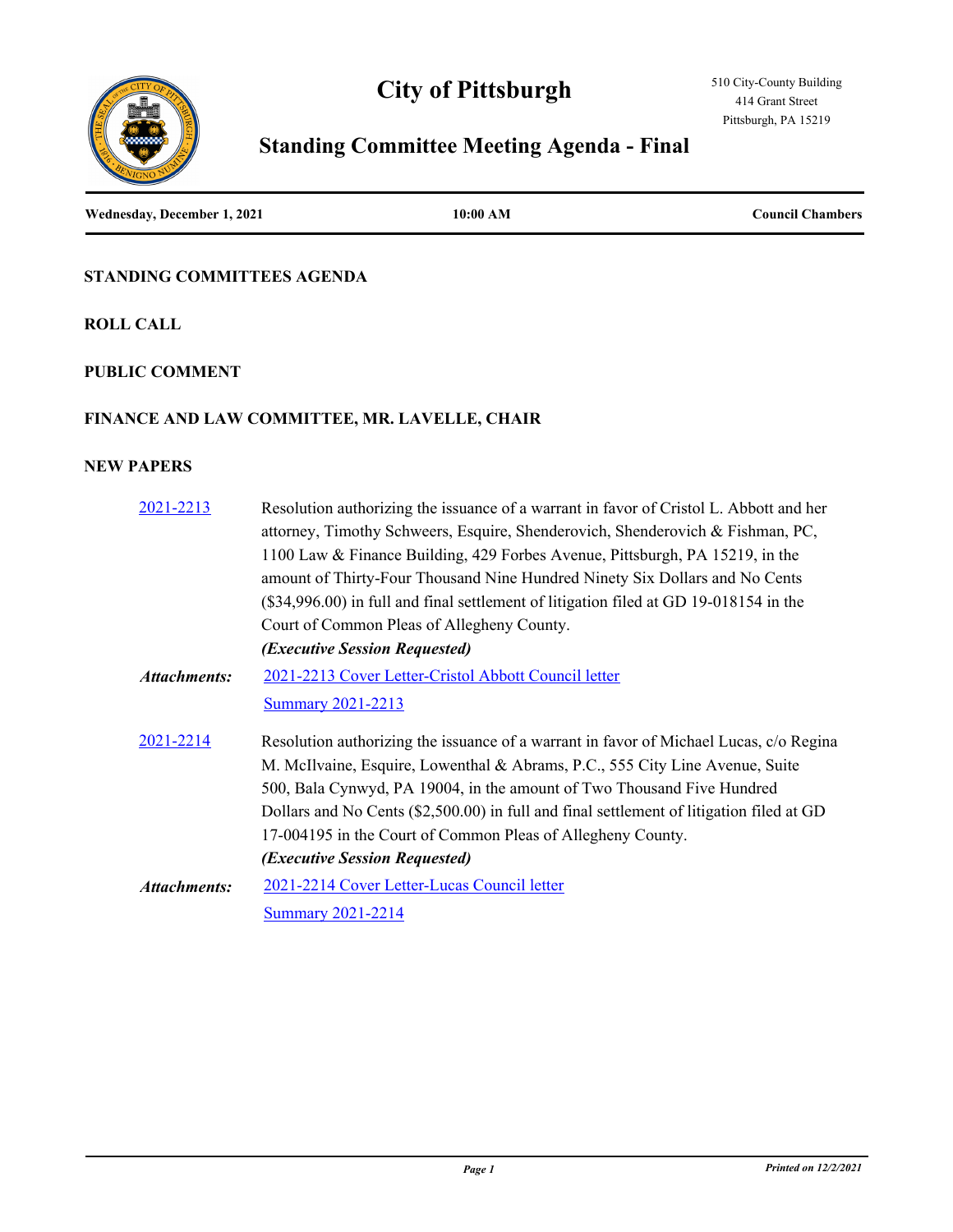# City of Pittsburgh

510 City-County Building
414 Grant Street
Pittsburgh, PA 15219

## Standing Committee Meeting Agenda - Final

**Wednesday, December 1, 2021** | **10:00 AM** | **Council Chambers**

### STANDING COMMITTEES AGENDA

### ROLL CALL

### PUBLIC COMMENT

### FINANCE AND LAW COMMITTEE, MR. LAVELLE, CHAIR

### NEW PAPERS

**2021-2213** Resolution authorizing the issuance of a warrant in favor of Cristol L. Abbott and her attorney, Timothy Schweers, Esquire, Shenderovich, Shenderovich & Fishman, PC, 1100 Law & Finance Building, 429 Forbes Avenue, Pittsburgh, PA 15219, in the amount of Thirty-Four Thousand Nine Hundred Ninety Six Dollars and No Cents ($34,996.00) in full and final settlement of litigation filed at GD 19-018154 in the Court of Common Pleas of Allegheny County.

***(Executive Session Requested)***

***Attachments:*** 2021-2213 Cover Letter-Cristol Abbott Council letter
Summary 2021-2213

**2021-2214** Resolution authorizing the issuance of a warrant in favor of Michael Lucas, c/o Regina M. McIlvaine, Esquire, Lowenthal & Abrams, P.C., 555 City Line Avenue, Suite 500, Bala Cynwyd, PA 19004, in the amount of Two Thousand Five Hundred Dollars and No Cents ($2,500.00) in full and final settlement of litigation filed at GD 17-004195 in the Court of Common Pleas of Allegheny County.

***(Executive Session Requested)***

***Attachments:*** 2021-2214 Cover Letter-Lucas Council letter
Summary 2021-2214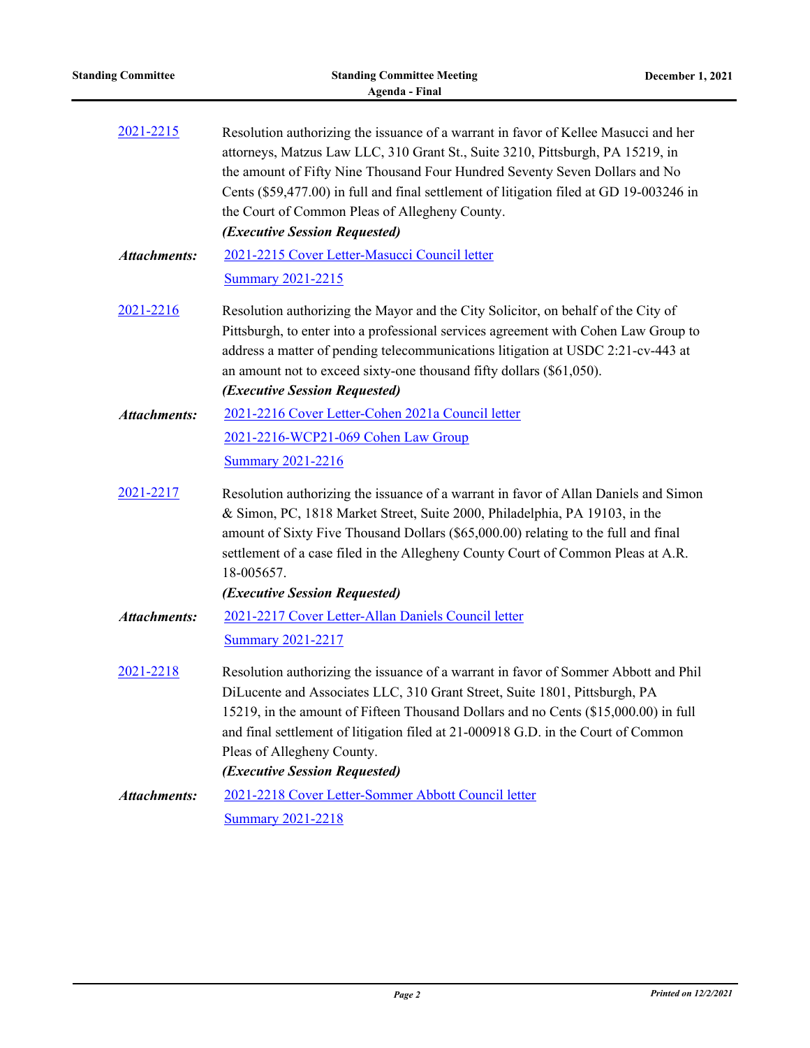2021-2215 Resolution authorizing the issuance of a warrant in favor of Kellee Masucci and her attorneys, Matzus Law LLC, 310 Grant St., Suite 3210, Pittsburgh, PA 15219, in the amount of Fifty Nine Thousand Four Hundred Seventy Seven Dollars and No Cents ($59,477.00) in full and final settlement of litigation filed at GD 19-003246 in the Court of Common Pleas of Allegheny County.

***(Executive Session Requested)***

*Attachments:* 2021-2215 Cover Letter-Masucci Council letter
Summary 2021-2215

2021-2216 Resolution authorizing the Mayor and the City Solicitor, on behalf of the City of Pittsburgh, to enter into a professional services agreement with Cohen Law Group to address a matter of pending telecommunications litigation at USDC 2:21-cv-443 at an amount not to exceed sixty-one thousand fifty dollars ($61,050).

***(Executive Session Requested)***

*Attachments:* 2021-2216 Cover Letter-Cohen 2021a Council letter
2021-2216-WCP21-069 Cohen Law Group
Summary 2021-2216

2021-2217 Resolution authorizing the issuance of a warrant in favor of Allan Daniels and Simon & Simon, PC, 1818 Market Street, Suite 2000, Philadelphia, PA 19103, in the amount of Sixty Five Thousand Dollars ($65,000.00) relating to the full and final settlement of a case filed in the Allegheny County Court of Common Pleas at A.R. 18-005657.

***(Executive Session Requested)***

*Attachments:* 2021-2217 Cover Letter-Allan Daniels Council letter
Summary 2021-2217

2021-2218 Resolution authorizing the issuance of a warrant in favor of Sommer Abbott and Phil DiLucente and Associates LLC, 310 Grant Street, Suite 1801, Pittsburgh, PA 15219, in the amount of Fifteen Thousand Dollars and no Cents ($15,000.00) in full and final settlement of litigation filed at 21-000918 G.D. in the Court of Common Pleas of Allegheny County.

***(Executive Session Requested)***

*Attachments:* 2021-2218 Cover Letter-Sommer Abbott Council letter
Summary 2021-2218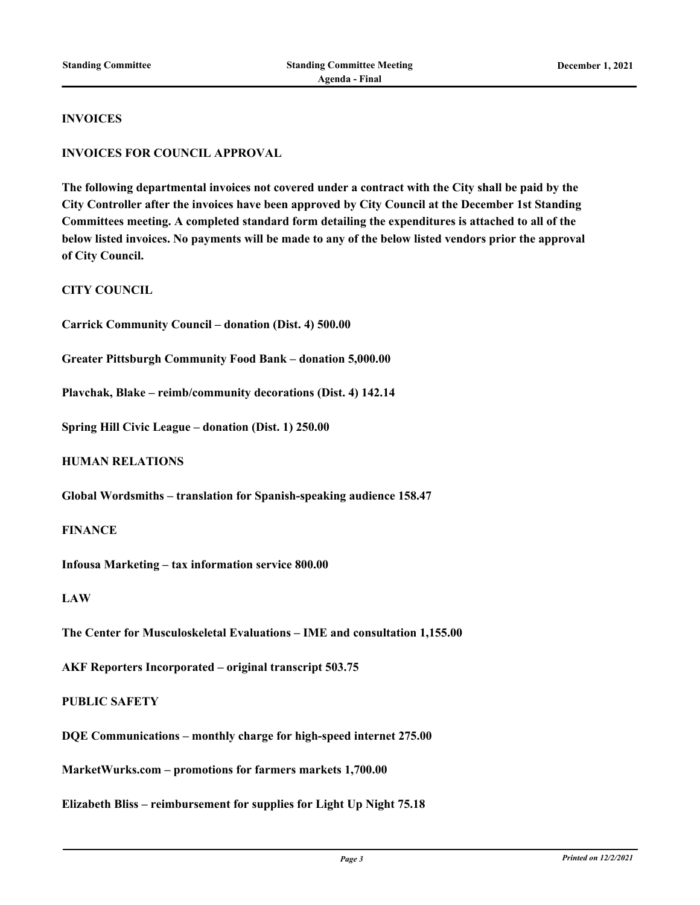## INVOICES

## INVOICES FOR COUNCIL APPROVAL

**The following departmental invoices not covered under a contract with the City shall be paid by the City Controller after the invoices have been approved by City Council at the December 1st Standing Committees meeting. A completed standard form detailing the expenditures is attached to all of the below listed invoices. No payments will be made to any of the below listed vendors prior the approval of City Council.**

### CITY COUNCIL

**Carrick Community Council – donation (Dist. 4) 500.00**

**Greater Pittsburgh Community Food Bank – donation 5,000.00**

**Plavchak, Blake – reimb/community decorations (Dist. 4) 142.14**

**Spring Hill Civic League – donation (Dist. 1) 250.00**

### HUMAN RELATIONS

**Global Wordsmiths – translation for Spanish-speaking audience 158.47**

### FINANCE

**Infousa Marketing – tax information service 800.00**

### LAW

**The Center for Musculoskeletal Evaluations – IME and consultation 1,155.00**

**AKF Reporters Incorporated – original transcript 503.75**

### PUBLIC SAFETY

**DQE Communications – monthly charge for high-speed internet 275.00**

**MarketWurks.com – promotions for farmers markets 1,700.00**

**Elizabeth Bliss – reimbursement for supplies for Light Up Night 75.18**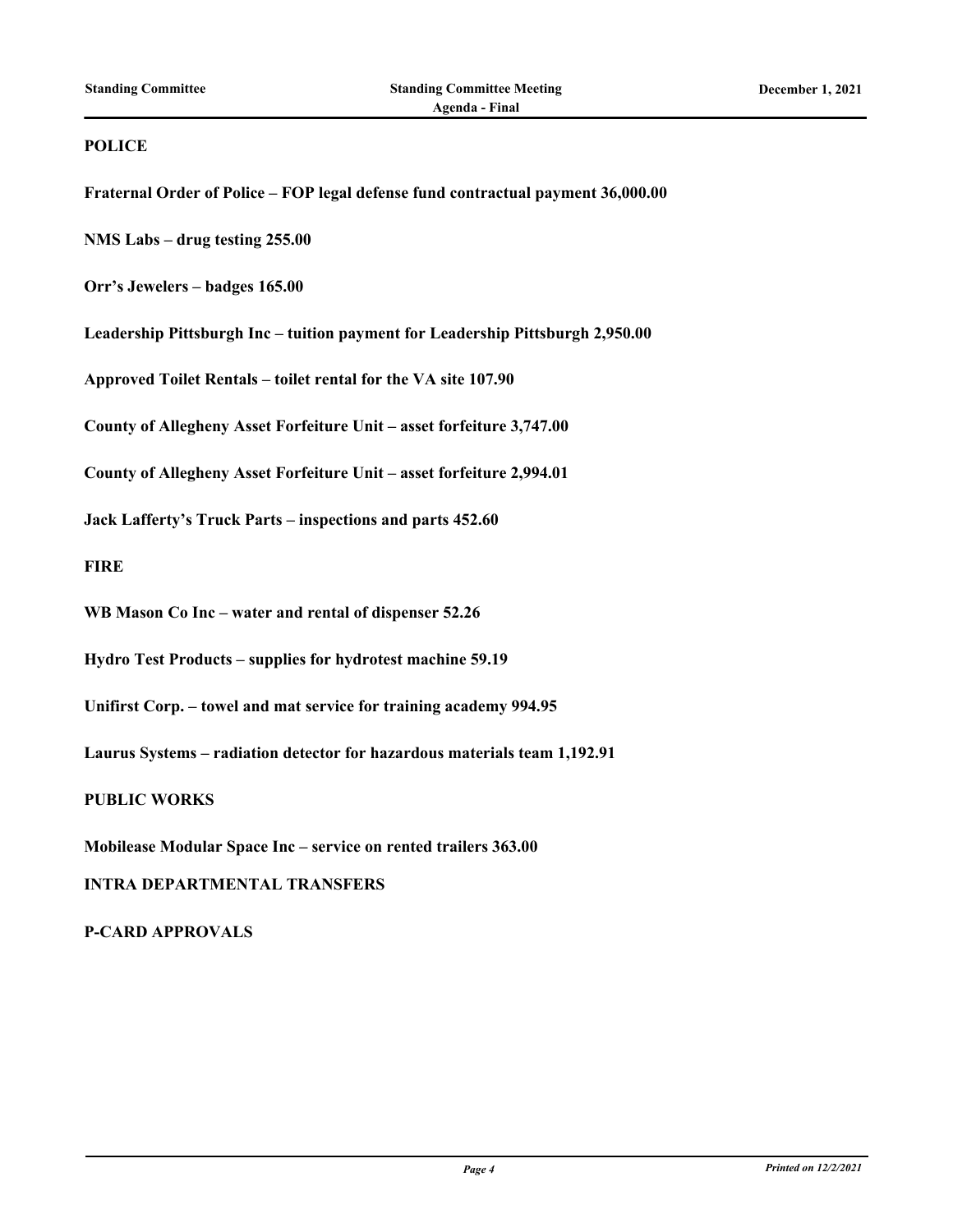**POLICE**

**Fraternal Order of Police – FOP legal defense fund contractual payment 36,000.00**

**NMS Labs – drug testing 255.00**

**Orr's Jewelers – badges 165.00**

**Leadership Pittsburgh Inc – tuition payment for Leadership Pittsburgh 2,950.00**

**Approved Toilet Rentals – toilet rental for the VA site 107.90**

**County of Allegheny Asset Forfeiture Unit – asset forfeiture 3,747.00**

**County of Allegheny Asset Forfeiture Unit – asset forfeiture 2,994.01**

**Jack Lafferty's Truck Parts – inspections and parts 452.60**

**FIRE**

**WB Mason Co Inc – water and rental of dispenser 52.26**

**Hydro Test Products – supplies for hydrotest machine 59.19**

**Unifirst Corp. – towel and mat service for training academy 994.95**

**Laurus Systems – radiation detector for hazardous materials team 1,192.91**

**PUBLIC WORKS**

**Mobilease Modular Space Inc – service on rented trailers 363.00**

**INTRA DEPARTMENTAL TRANSFERS**

**P-CARD APPROVALS**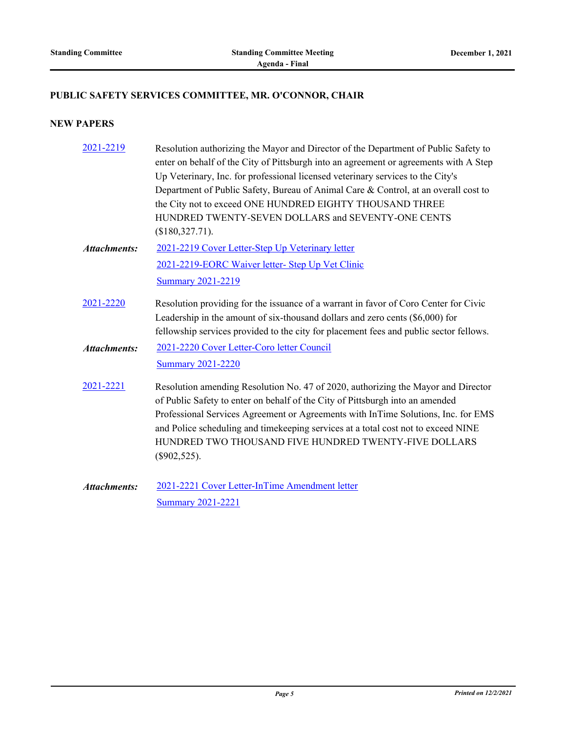## PUBLIC SAFETY SERVICES COMMITTEE, MR. O'CONNOR, CHAIR

### NEW PAPERS

[2021-2219](2021-2219) Resolution authorizing the Mayor and Director of the Department of Public Safety to enter on behalf of the City of Pittsburgh into an agreement or agreements with A Step Up Veterinary, Inc. for professional licensed veterinary services to the City's Department of Public Safety, Bureau of Animal Care & Control, at an overall cost to the City not to exceed ONE HUNDRED EIGHTY THOUSAND THREE HUNDRED TWENTY-SEVEN DOLLARS and SEVENTY-ONE CENTS ($180,327.71).

***Attachments:*** 2021-2219 Cover Letter-Step Up Veterinary letter
2021-2219-EORC Waiver letter- Step Up Vet Clinic
Summary 2021-2219

2021-2220 Resolution providing for the issuance of a warrant in favor of Coro Center for Civic Leadership in the amount of six-thousand dollars and zero cents ($6,000) for fellowship services provided to the city for placement fees and public sector fellows.

***Attachments:*** 2021-2220 Cover Letter-Coro letter Council
Summary 2021-2220

2021-2221 Resolution amending Resolution No. 47 of 2020, authorizing the Mayor and Director of Public Safety to enter on behalf of the City of Pittsburgh into an amended Professional Services Agreement or Agreements with InTime Solutions, Inc. for EMS and Police scheduling and timekeeping services at a total cost not to exceed NINE HUNDRED TWO THOUSAND FIVE HUNDRED TWENTY-FIVE DOLLARS ($902,525).

***Attachments:*** 2021-2221 Cover Letter-InTime Amendment letter
Summary 2021-2221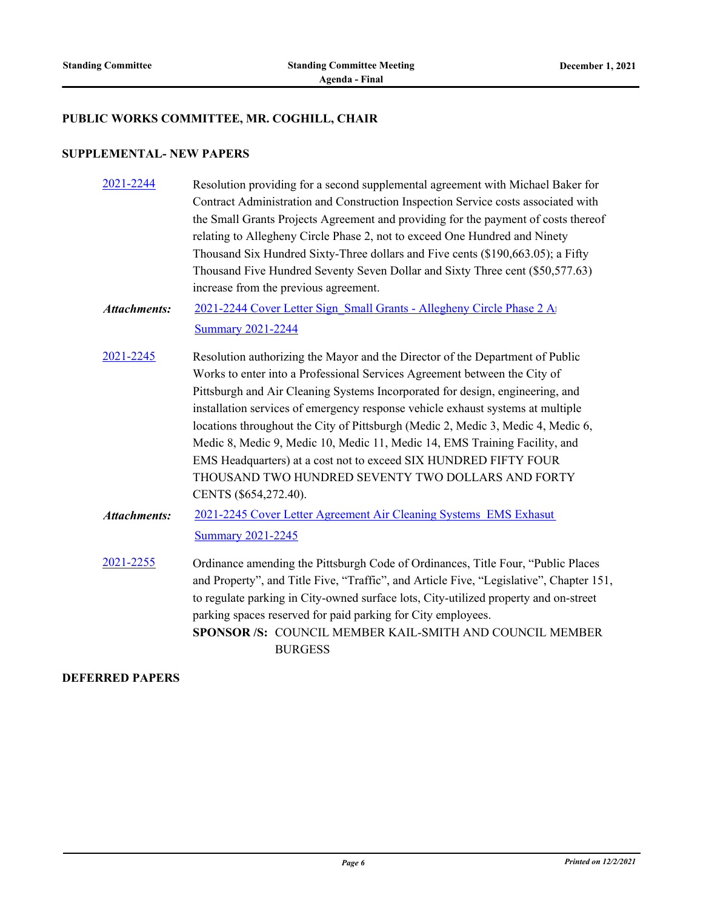## PUBLIC WORKS COMMITTEE, MR. COGHILL, CHAIR

### SUPPLEMENTAL- NEW PAPERS

**2021-2244** Resolution providing for a second supplemental agreement with Michael Baker for Contract Administration and Construction Inspection Service costs associated with the Small Grants Projects Agreement and providing for the payment of costs thereof relating to Allegheny Circle Phase 2, not to exceed One Hundred and Ninety Thousand Six Hundred Sixty-Three dollars and Five cents ($190,663.05); a Fifty Thousand Five Hundred Seventy Seven Dollar and Sixty Three cent ($50,577.63) increase from the previous agreement.

***Attachments:*** 2021-2244 Cover Letter Sign_Small Grants - Allegheny Circle Phase 2 A
Summary 2021-2244

**2021-2245** Resolution authorizing the Mayor and the Director of the Department of Public Works to enter into a Professional Services Agreement between the City of Pittsburgh and Air Cleaning Systems Incorporated for design, engineering, and installation services of emergency response vehicle exhaust systems at multiple locations throughout the City of Pittsburgh (Medic 2, Medic 3, Medic 4, Medic 6, Medic 8, Medic 9, Medic 10, Medic 11, Medic 14, EMS Training Facility, and EMS Headquarters) at a cost not to exceed SIX HUNDRED FIFTY FOUR THOUSAND TWO HUNDRED SEVENTY TWO DOLLARS AND FORTY CENTS ($654,272.40).

***Attachments:*** 2021-2245 Cover Letter Agreement Air Cleaning Systems EMS Exhaust
Summary 2021-2245

**2021-2255** Ordinance amending the Pittsburgh Code of Ordinances, Title Four, "Public Places and Property", and Title Five, "Traffic", and Article Five, "Legislative", Chapter 151, to regulate parking in City-owned surface lots, City-utilized property and on-street parking spaces reserved for paid parking for City employees.

**SPONSOR /S:** COUNCIL MEMBER KAIL-SMITH AND COUNCIL MEMBER BURGESS

### DEFERRED PAPERS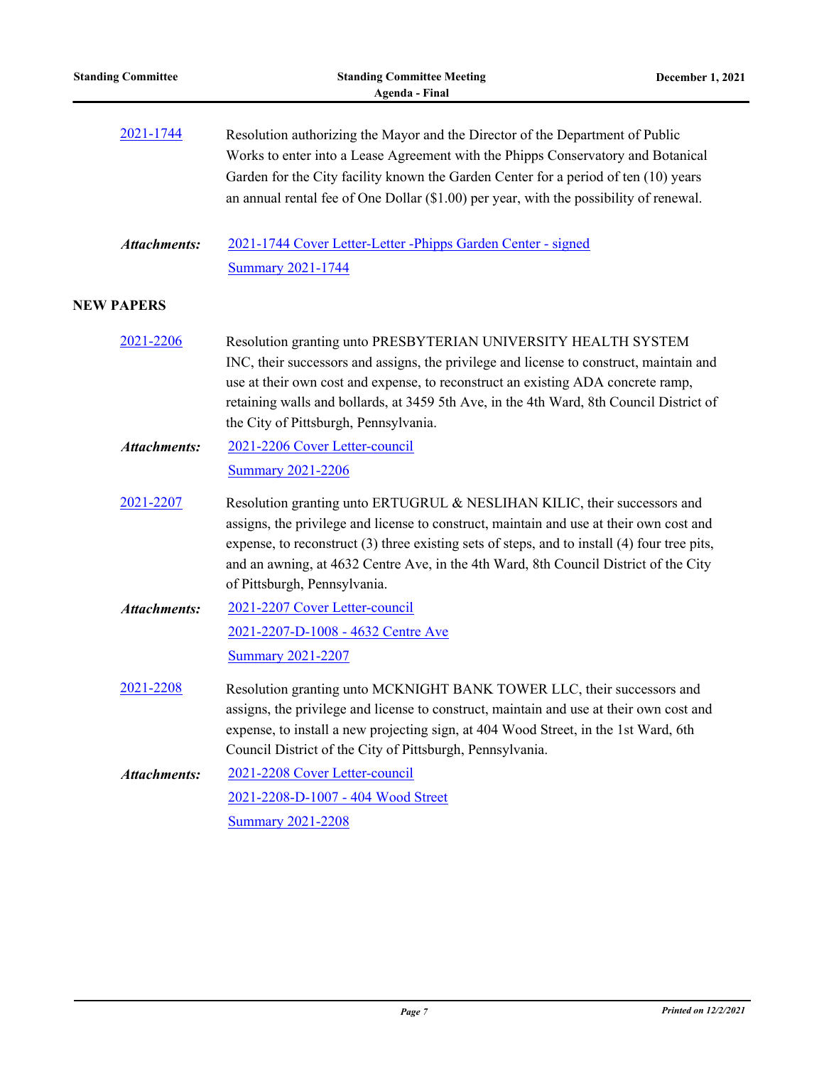2021-1744 Resolution authorizing the Mayor and the Director of the Department of Public Works to enter into a Lease Agreement with the Phipps Conservatory and Botanical Garden for the City facility known the Garden Center for a period of ten (10) years an annual rental fee of One Dollar ($1.00) per year, with the possibility of renewal.

***Attachments:*** 2021-1744 Cover Letter-Letter -Phipps Garden Center - signed
Summary 2021-1744

## NEW PAPERS

2021-2206 Resolution granting unto PRESBYTERIAN UNIVERSITY HEALTH SYSTEM INC, their successors and assigns, the privilege and license to construct, maintain and use at their own cost and expense, to reconstruct an existing ADA concrete ramp, retaining walls and bollards, at 3459 5th Ave, in the 4th Ward, 8th Council District of the City of Pittsburgh, Pennsylvania.

***Attachments:*** 2021-2206 Cover Letter-council
Summary 2021-2206

2021-2207 Resolution granting unto ERTUGRUL & NESLIHAN KILIC, their successors and assigns, the privilege and license to construct, maintain and use at their own cost and expense, to reconstruct (3) three existing sets of steps, and to install (4) four tree pits, and an awning, at 4632 Centre Ave, in the 4th Ward, 8th Council District of the City of Pittsburgh, Pennsylvania.

***Attachments:*** 2021-2207 Cover Letter-council
2021-2207-D-1008 - 4632 Centre Ave
Summary 2021-2207

2021-2208 Resolution granting unto MCKNIGHT BANK TOWER LLC, their successors and assigns, the privilege and license to construct, maintain and use at their own cost and expense, to install a new projecting sign, at 404 Wood Street, in the 1st Ward, 6th Council District of the City of Pittsburgh, Pennsylvania.

***Attachments:*** 2021-2208 Cover Letter-council
2021-2208-D-1007 - 404 Wood Street
Summary 2021-2208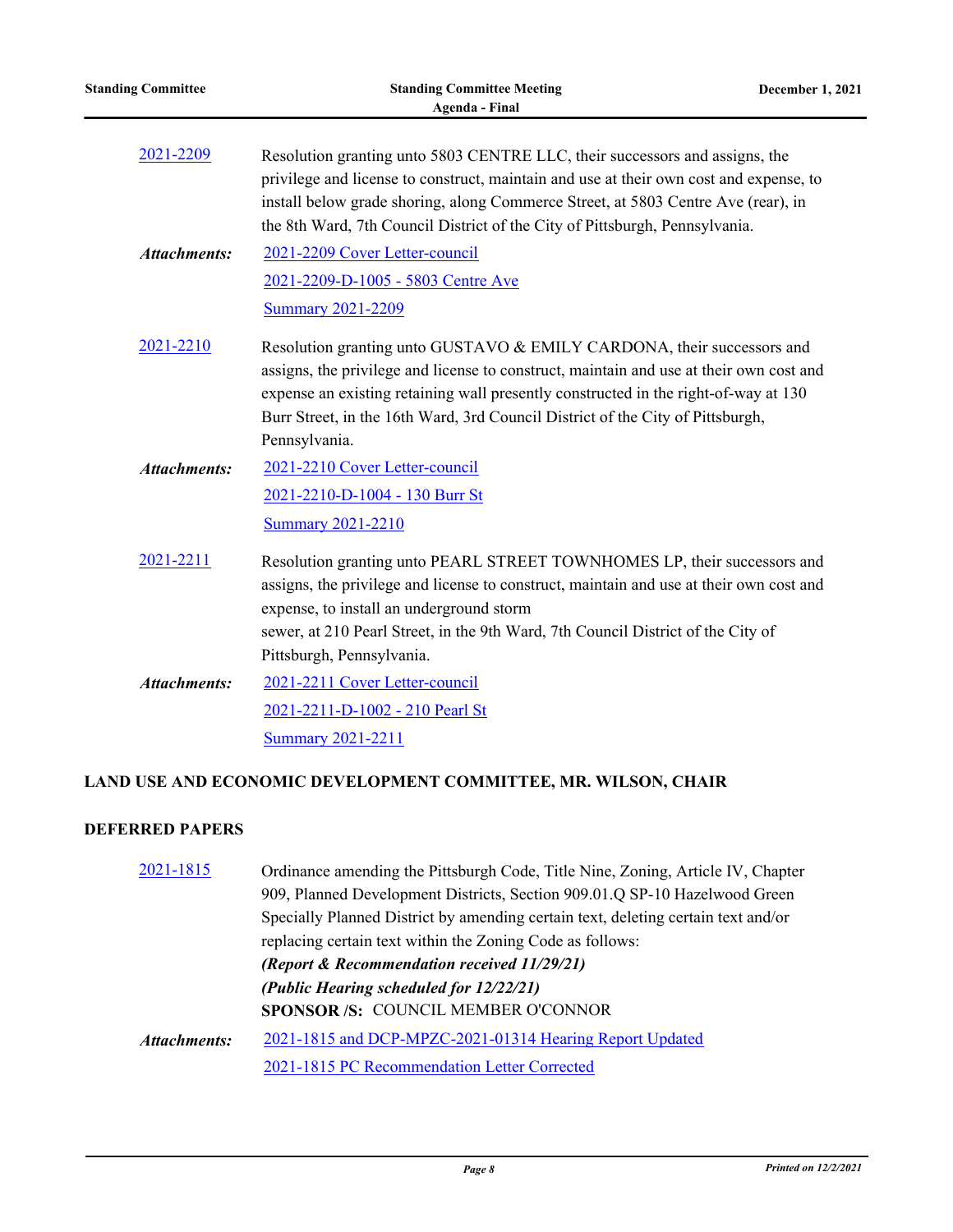2021-2209 Resolution granting unto 5803 CENTRE LLC, their successors and assigns, the privilege and license to construct, maintain and use at their own cost and expense, to install below grade shoring, along Commerce Street, at 5803 Centre Ave (rear), in the 8th Ward, 7th Council District of the City of Pittsburgh, Pennsylvania.

***Attachments:*** 2021-2209 Cover Letter-council
2021-2209-D-1005 - 5803 Centre Ave
Summary 2021-2209

2021-2210 Resolution granting unto GUSTAVO & EMILY CARDONA, their successors and assigns, the privilege and license to construct, maintain and use at their own cost and expense an existing retaining wall presently constructed in the right-of-way at 130 Burr Street, in the 16th Ward, 3rd Council District of the City of Pittsburgh, Pennsylvania.

***Attachments:*** 2021-2210 Cover Letter-council
2021-2210-D-1004 - 130 Burr St
Summary 2021-2210

2021-2211 Resolution granting unto PEARL STREET TOWNHOMES LP, their successors and assigns, the privilege and license to construct, maintain and use at their own cost and expense, to install an underground storm
sewer, at 210 Pearl Street, in the 9th Ward, 7th Council District of the City of Pittsburgh, Pennsylvania.

***Attachments:*** 2021-2211 Cover Letter-council
2021-2211-D-1002 - 210 Pearl St
Summary 2021-2211

## LAND USE AND ECONOMIC DEVELOPMENT COMMITTEE, MR. WILSON, CHAIR

## DEFERRED PAPERS

2021-1815 Ordinance amending the Pittsburgh Code, Title Nine, Zoning, Article IV, Chapter 909, Planned Development Districts, Section 909.01.Q SP-10 Hazelwood Green Specially Planned District by amending certain text, deleting certain text and/or replacing certain text within the Zoning Code as follows:
***(Report & Recommendation received 11/29/21)***
***(Public Hearing scheduled for 12/22/21)***
**SPONSOR /S:** COUNCIL MEMBER O'CONNOR

***Attachments:*** 2021-1815 and DCP-MPZC-2021-01314 Hearing Report Updated
2021-1815 PC Recommendation Letter Corrected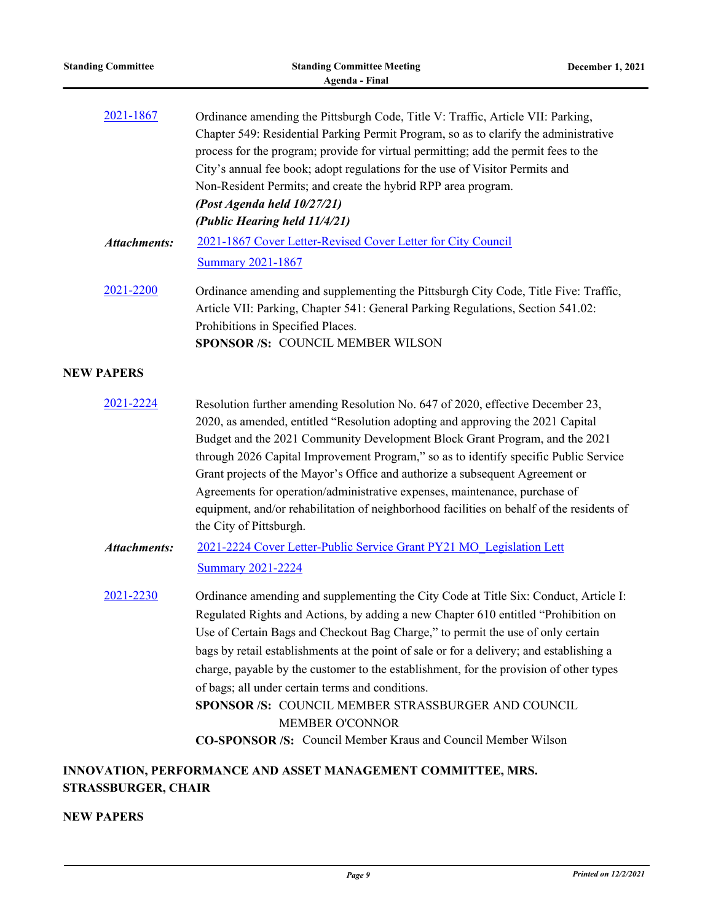[2021-1867](2021-1867) Ordinance amending the Pittsburgh Code, Title V: Traffic, Article VII: Parking, Chapter 549: Residential Parking Permit Program, so as to clarify the administrative process for the program; provide for virtual permitting; add the permit fees to the City's annual fee book; adopt regulations for the use of Visitor Permits and Non-Resident Permits; and create the hybrid RPP area program.
***(Post Agenda held 10/27/21)***
***(Public Hearing held 11/4/21)***

***Attachments:*** 2021-1867 Cover Letter-Revised Cover Letter for City Council
Summary 2021-1867

2021-2200 Ordinance amending and supplementing the Pittsburgh City Code, Title Five: Traffic, Article VII: Parking, Chapter 541: General Parking Regulations, Section 541.02: Prohibitions in Specified Places.
**SPONSOR /S:** COUNCIL MEMBER WILSON

**NEW PAPERS**

2021-2224 Resolution further amending Resolution No. 647 of 2020, effective December 23, 2020, as amended, entitled "Resolution adopting and approving the 2021 Capital Budget and the 2021 Community Development Block Grant Program, and the 2021 through 2026 Capital Improvement Program," so as to identify specific Public Service Grant projects of the Mayor's Office and authorize a subsequent Agreement or Agreements for operation/administrative expenses, maintenance, purchase of equipment, and/or rehabilitation of neighborhood facilities on behalf of the residents of the City of Pittsburgh.

***Attachments:*** 2021-2224 Cover Letter-Public Service Grant PY21 MO_Legislation Lett
Summary 2021-2224

2021-2230 Ordinance amending and supplementing the City Code at Title Six: Conduct, Article I: Regulated Rights and Actions, by adding a new Chapter 610 entitled "Prohibition on Use of Certain Bags and Checkout Bag Charge," to permit the use of only certain bags by retail establishments at the point of sale or for a delivery; and establishing a charge, payable by the customer to the establishment, for the provision of other types of bags; all under certain terms and conditions.
**SPONSOR /S:** COUNCIL MEMBER STRASSBURGER AND COUNCIL MEMBER O'CONNOR
**CO-SPONSOR /S:** Council Member Kraus and Council Member Wilson

**INNOVATION, PERFORMANCE AND ASSET MANAGEMENT COMMITTEE, MRS. STRASSBURGER, CHAIR**

**NEW PAPERS**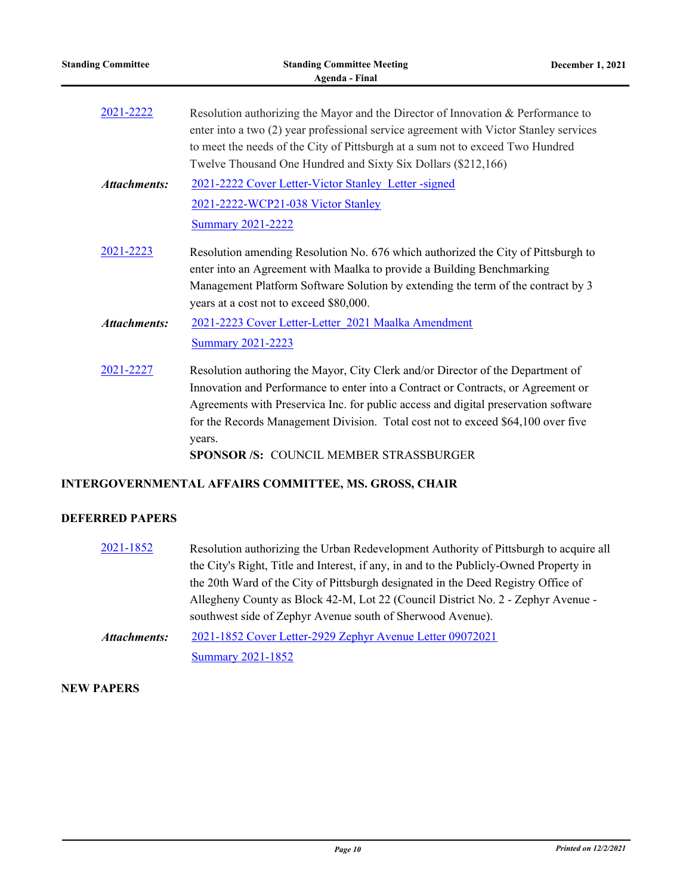2021-2222 Resolution authorizing the Mayor and the Director of Innovation & Performance to enter into a two (2) year professional service agreement with Victor Stanley services to meet the needs of the City of Pittsburgh at a sum not to exceed Two Hundred Twelve Thousand One Hundred and Sixty Six Dollars ($212,166)

***Attachments:*** 2021-2222 Cover Letter-Victor Stanley Letter -signed
2021-2222-WCP21-038 Victor Stanley
Summary 2021-2222

2021-2223 Resolution amending Resolution No. 676 which authorized the City of Pittsburgh to enter into an Agreement with Maalka to provide a Building Benchmarking Management Platform Software Solution by extending the term of the contract by 3 years at a cost not to exceed $80,000.

***Attachments:*** 2021-2223 Cover Letter-Letter_2021 Maalka Amendment
Summary 2021-2223

2021-2227 Resolution authoring the Mayor, City Clerk and/or Director of the Department of Innovation and Performance to enter into a Contract or Contracts, or Agreement or Agreements with Preservica Inc. for public access and digital preservation software for the Records Management Division. Total cost not to exceed $64,100 over five years.
**SPONSOR /S:** COUNCIL MEMBER STRASSBURGER

**INTERGOVERNMENTAL AFFAIRS COMMITTEE, MS. GROSS, CHAIR**

**DEFERRED PAPERS**

2021-1852 Resolution authorizing the Urban Redevelopment Authority of Pittsburgh to acquire all the City's Right, Title and Interest, if any, in and to the Publicly-Owned Property in the 20th Ward of the City of Pittsburgh designated in the Deed Registry Office of Allegheny County as Block 42-M, Lot 22 (Council District No. 2 - Zephyr Avenue - southwest side of Zephyr Avenue south of Sherwood Avenue).

***Attachments:*** 2021-1852 Cover Letter-2929 Zephyr Avenue Letter 09072021
Summary 2021-1852

**NEW PAPERS**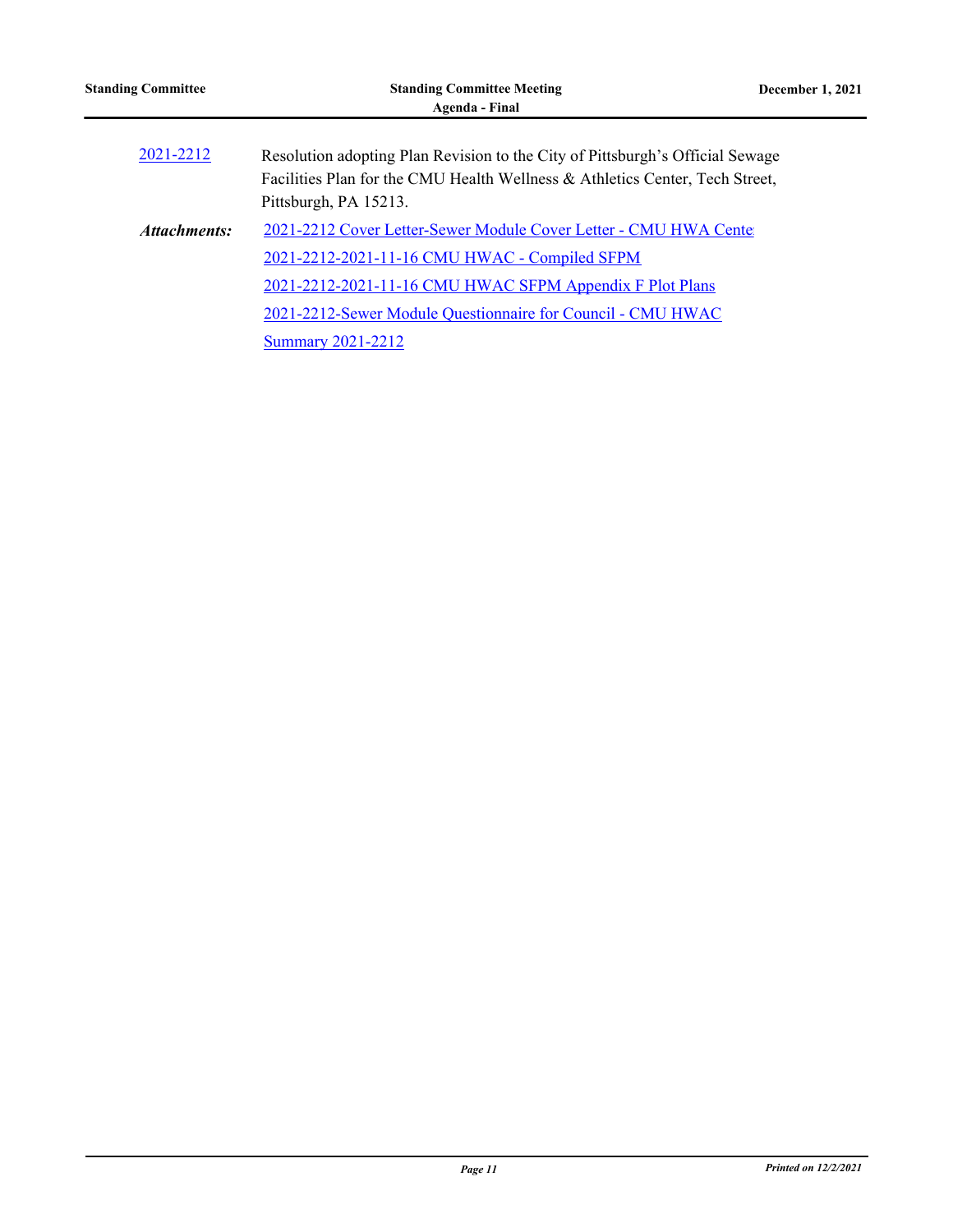2021-2212 Resolution adopting Plan Revision to the City of Pittsburgh's Official Sewage Facilities Plan for the CMU Health Wellness & Athletics Center, Tech Street, Pittsburgh, PA 15213.

***Attachments:***

- 2021-2212 Cover Letter-Sewer Module Cover Letter - CMU HWA Cente
- 2021-2212-2021-11-16 CMU HWAC - Compiled SFPM
- 2021-2212-2021-11-16 CMU HWAC SFPM Appendix F Plot Plans
- 2021-2212-Sewer Module Questionnaire for Council - CMU HWAC
- Summary 2021-2212